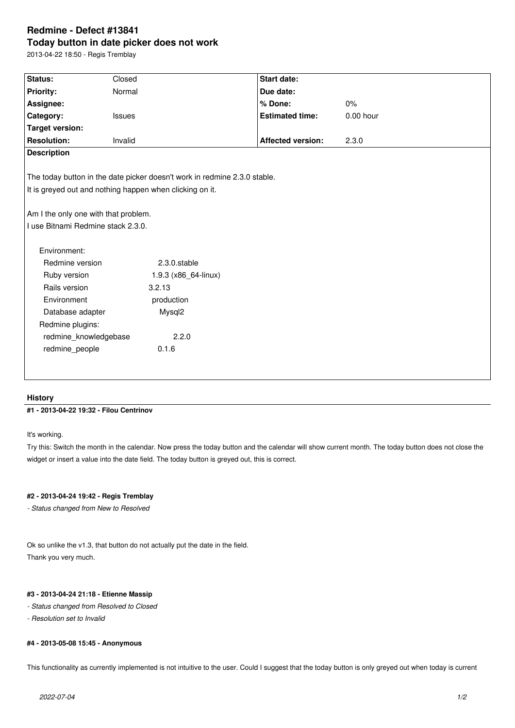# Redmine - Defect #13841

## Today button in date picker does not work

2013-04-22 18:50 - Regis Tremblay

| Status: | Closed | Start date: | |
|---|---|---|---|
| Priority: | Normal | Due date: | |
| Assignee: | | % Done: | 0% |
| Category: | Issues | Estimated time: | 0.00 hour |
| Target version: | | | |
| Resolution: | Invalid | Affected version: | 2.3.0 |

**Description**

The today button in the date picker doesn't work in redmine 2.3.0 stable.
It is greyed out and nothing happen when clicking on it.

Am I the only one with that problem.
I use Bitnami Redmine stack 2.3.0.

```
Environment:
  Redmine version          2.3.0.stable
  Ruby version             1.9.3 (x86_64-linux)
  Rails version            3.2.13
  Environment              production
  Database adapter         Mysql2
Redmine plugins:
  redmine_knowledgebase    2.2.0
  redmine_people           0.1.6
```

## History

### #1 - 2013-04-22 19:32 - Filou Centrinov

It's working.

Try this: Switch the month in the calendar. Now press the today button and the calendar will show current month. The today button does not close the widget or insert a value into the date field. The today button is greyed out, this is correct.

### #2 - 2013-04-24 19:42 - Regis Tremblay

*- Status changed from New to Resolved*

Ok so unlike the v1.3, that button do not actually put the date in the field.
Thank you very much.

### #3 - 2013-04-24 21:18 - Etienne Massip

*- Status changed from Resolved to Closed*
*- Resolution set to Invalid*

### #4 - 2013-05-08 15:45 - Anonymous

This functionality as currently implemented is not intuitive to the user. Could I suggest that the today button is only greyed out when today is current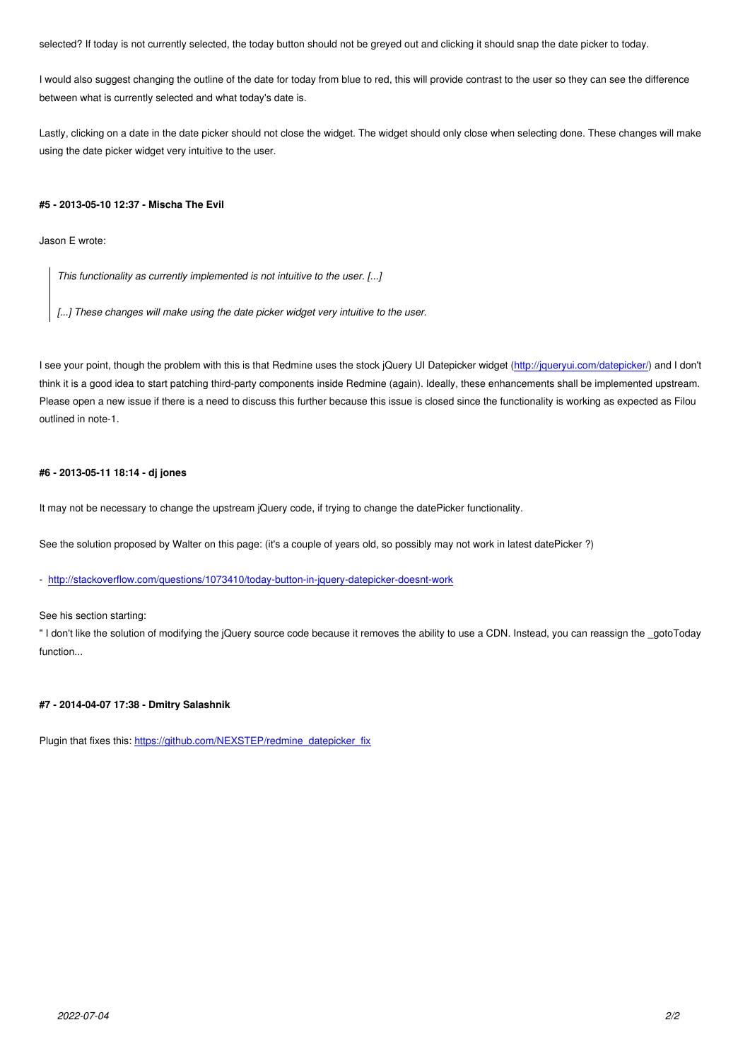selected? If today is not currently selected, the today button should not be greyed out and clicking it should snap the date picker to today.

I would also suggest changing the outline of the date for today from blue to red, this will provide contrast to the user so they can see the difference between what is currently selected and what today's date is.

Lastly, clicking on a date in the date picker should not close the widget. The widget should only close when selecting done. These changes will make using the date picker widget very intuitive to the user.

#### #5 - 2013-05-10 12:37 - Mischa The Evil

Jason E wrote:

> *This functionality as currently implemented is not intuitive to the user. [...]*
>
> *[...] These changes will make using the date picker widget very intuitive to the user.*

I see your point, though the problem with this is that Redmine uses the stock jQuery UI Datepicker widget (http://jqueryui.com/datepicker/) and I don't think it is a good idea to start patching third-party components inside Redmine (again). Ideally, these enhancements shall be implemented upstream. Please open a new issue if there is a need to discuss this further because this issue is closed since the functionality is working as expected as Filou outlined in note-1.

#### #6 - 2013-05-11 18:14 - dj jones

It may not be necessary to change the upstream jQuery code, if trying to change the datePicker functionality.

See the solution proposed by Walter on this page: (it's a couple of years old, so possibly may not work in latest datePicker ?)

- http://stackoverflow.com/questions/1073410/today-button-in-jquery-datepicker-doesnt-work

See his section starting:
" I don't like the solution of modifying the jQuery source code because it removes the ability to use a CDN. Instead, you can reassign the _gotoToday function...

#### #7 - 2014-04-07 17:38 - Dmitry Salashnik

Plugin that fixes this: https://github.com/NEXSTEP/redmine_datepicker_fix